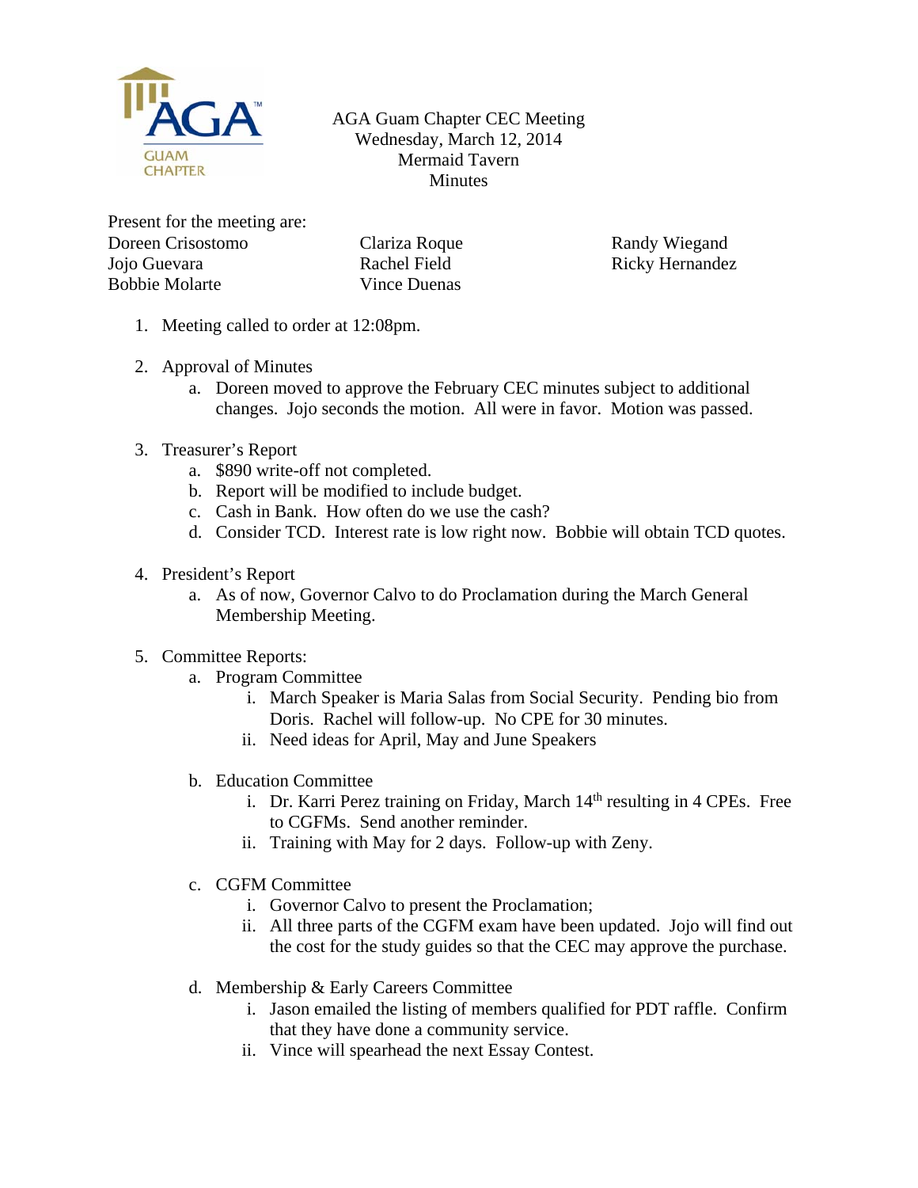AGA Guam Chapter CEC Meeting
Wednesday, March 12, 2014
Mermaid Tavern
Minutes

Present for the meeting are:

Doreen Crisostomo
Jojo Guevara
Bobbie Molarte
Clariza Roque
Rachel Field
Vince Duenas
Randy Wiegand
Ricky Hernandez

1. Meeting called to order at 12:08pm.

2. Approval of Minutes
   a. Doreen moved to approve the February CEC minutes subject to additional changes. Jojo seconds the motion. All were in favor. Motion was passed.

3. Treasurer's Report
   a. $890 write-off not completed.
   b. Report will be modified to include budget.
   c. Cash in Bank. How often do we use the cash?
   d. Consider TCD. Interest rate is low right now. Bobbie will obtain TCD quotes.

4. President's Report
   a. As of now, Governor Calvo to do Proclamation during the March General Membership Meeting.

5. Committee Reports:
   a. Program Committee
      i. March Speaker is Maria Salas from Social Security. Pending bio from Doris. Rachel will follow-up. No CPE for 30 minutes.
      ii. Need ideas for April, May and June Speakers

   b. Education Committee
      i. Dr. Karri Perez training on Friday, March 14th resulting in 4 CPEs. Free to CGFMs. Send another reminder.
      ii. Training with May for 2 days. Follow-up with Zeny.

   c. CGFM Committee
      i. Governor Calvo to present the Proclamation;
      ii. All three parts of the CGFM exam have been updated. Jojo will find out the cost for the study guides so that the CEC may approve the purchase.

   d. Membership & Early Careers Committee
      i. Jason emailed the listing of members qualified for PDT raffle. Confirm that they have done a community service.
      ii. Vince will spearhead the next Essay Contest.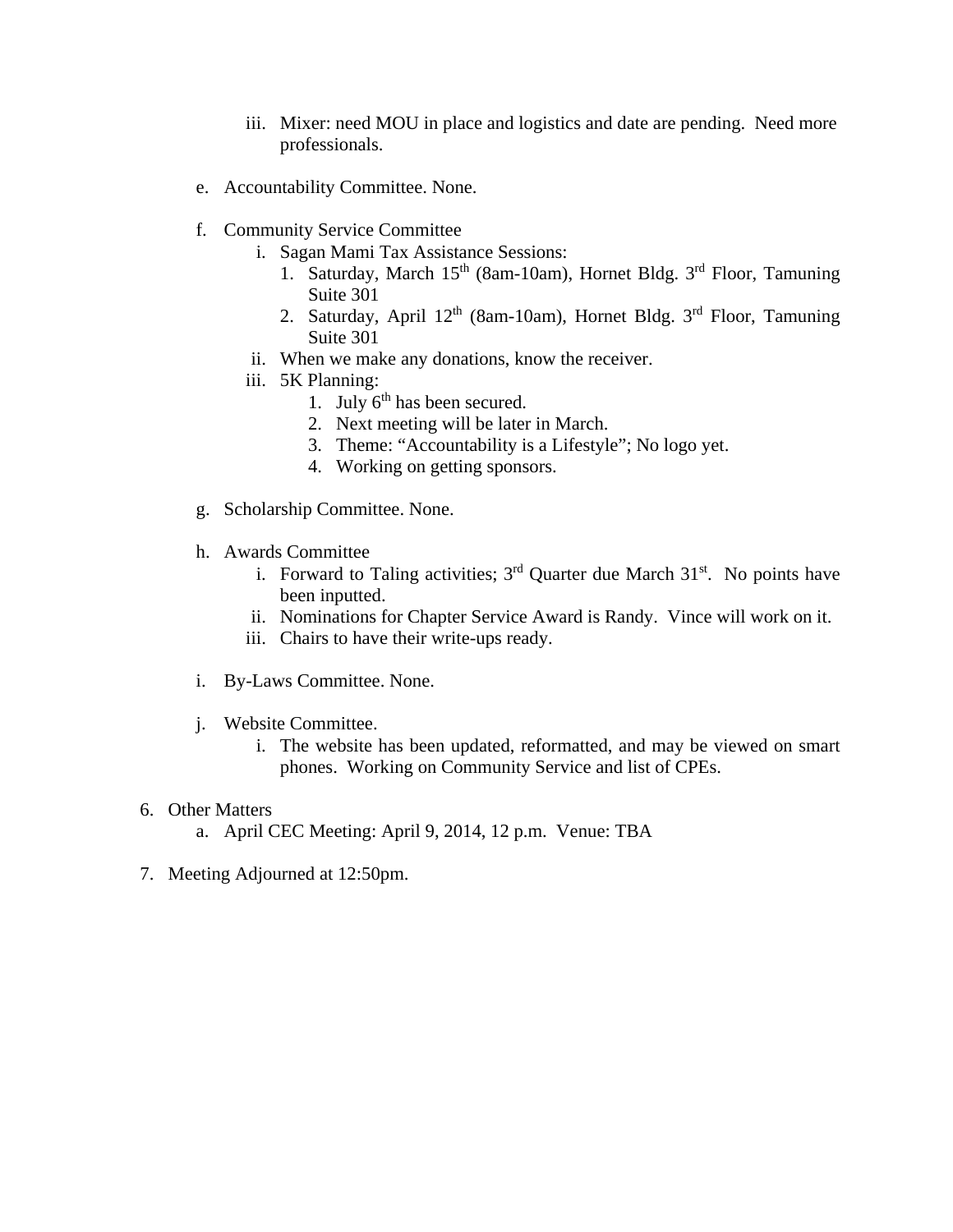iii. Mixer: need MOU in place and logistics and date are pending. Need more professionals.

e. Accountability Committee. None.

f. Community Service Committee
   i. Sagan Mami Tax Assistance Sessions:
      1. Saturday, March 15th (8am-10am), Hornet Bldg. 3rd Floor, Tamuning Suite 301
      2. Saturday, April 12th (8am-10am), Hornet Bldg. 3rd Floor, Tamuning Suite 301
   ii. When we make any donations, know the receiver.
   iii. 5K Planning:
      1. July 6th has been secured.
      2. Next meeting will be later in March.
      3. Theme: "Accountability is a Lifestyle"; No logo yet.
      4. Working on getting sponsors.

g. Scholarship Committee. None.

h. Awards Committee
   i. Forward to Taling activities; 3rd Quarter due March 31st. No points have been inputted.
   ii. Nominations for Chapter Service Award is Randy. Vince will work on it.
   iii. Chairs to have their write-ups ready.

i. By-Laws Committee. None.

j. Website Committee.
   i. The website has been updated, reformatted, and may be viewed on smart phones. Working on Community Service and list of CPEs.

6. Other Matters
   a. April CEC Meeting: April 9, 2014, 12 p.m. Venue: TBA

7. Meeting Adjourned at 12:50pm.